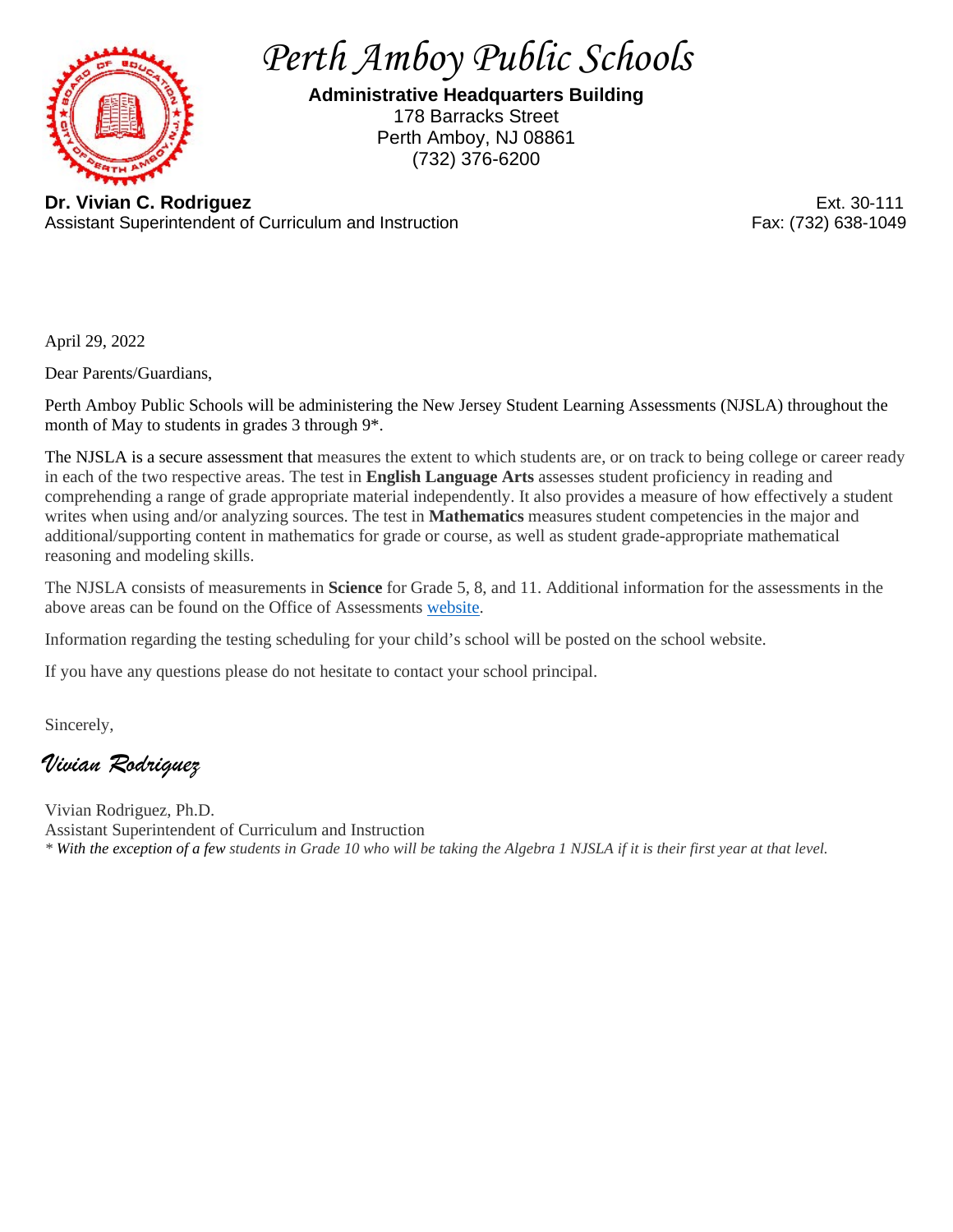# Perth Amboy Public Schools

**Administrative Headquarters Building**
178 Barracks Street
Perth Amboy, NJ 08861
(732) 376-6200

**Dr. Vivian C. Rodriguez**
Assistant Superintendent of Curriculum and Instruction

Ext. 30-111
Fax: (732) 638-1049

April 29, 2022

Dear Parents/Guardians,

Perth Amboy Public Schools will be administering the New Jersey Student Learning Assessments (NJSLA) throughout the month of May to students in grades 3 through 9*.

The NJSLA is a secure assessment that measures the extent to which students are, or on track to being college or career ready in each of the two respective areas. The test in **English Language Arts** assesses student proficiency in reading and comprehending a range of grade appropriate material independently. It also provides a measure of how effectively a student writes when using and/or analyzing sources. The test in **Mathematics** measures student competencies in the major and additional/supporting content in mathematics for grade or course, as well as student grade-appropriate mathematical reasoning and modeling skills.

The NJSLA consists of measurements in **Science** for Grade 5, 8, and 11. Additional information for the assessments in the above areas can be found on the Office of Assessments website.

Information regarding the testing scheduling for your child's school will be posted on the school website.

If you have any questions please do not hesitate to contact your school principal.

Sincerely,

*Vivian Rodriguez*

Vivian Rodriguez, Ph.D.
Assistant Superintendent of Curriculum and Instruction

*\* With the exception of a few students in Grade 10 who will be taking the Algebra 1 NJSLA if it is their first year at that level.*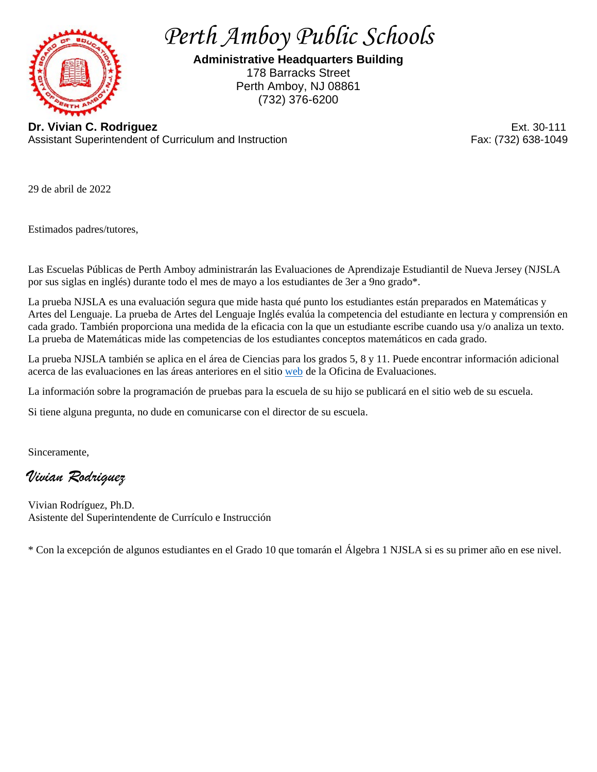# Perth Amboy Public Schools

**Administrative Headquarters Building**
178 Barracks Street
Perth Amboy, NJ 08861
(732) 376-6200

**Dr. Vivian C. Rodriguez**
Assistant Superintendent of Curriculum and Instruction

Ext. 30-111
Fax: (732) 638-1049

29 de abril de 2022

Estimados padres/tutores,

Las Escuelas Públicas de Perth Amboy administrarán las Evaluaciones de Aprendizaje Estudiantil de Nueva Jersey (NJSLA por sus siglas en inglés) durante todo el mes de mayo a los estudiantes de 3er a 9no grado*.

La prueba NJSLA es una evaluación segura que mide hasta qué punto los estudiantes están preparados en Matemáticas y Artes del Lenguaje. La prueba de Artes del Lenguaje Inglés evalúa la competencia del estudiante en lectura y comprensión en cada grado. También proporciona una medida de la eficacia con la que un estudiante escribe cuando usa y/o analiza un texto. La prueba de Matemáticas mide las competencias de los estudiantes conceptos matemáticos en cada grado.

La prueba NJSLA también se aplica en el área de Ciencias para los grados 5, 8 y 11. Puede encontrar información adicional acerca de las evaluaciones en las áreas anteriores en el sitio web de la Oficina de Evaluaciones.

La información sobre la programación de pruebas para la escuela de su hijo se publicará en el sitio web de su escuela.

Si tiene alguna pregunta, no dude en comunicarse con el director de su escuela.

Sinceramente,

*Vivian Rodriguez*

Vivian Rodríguez, Ph.D.
Asistente del Superintendente de Currículo e Instrucción

* Con la excepción de algunos estudiantes en el Grado 10 que tomarán el Álgebra 1 NJSLA si es su primer año en ese nivel.